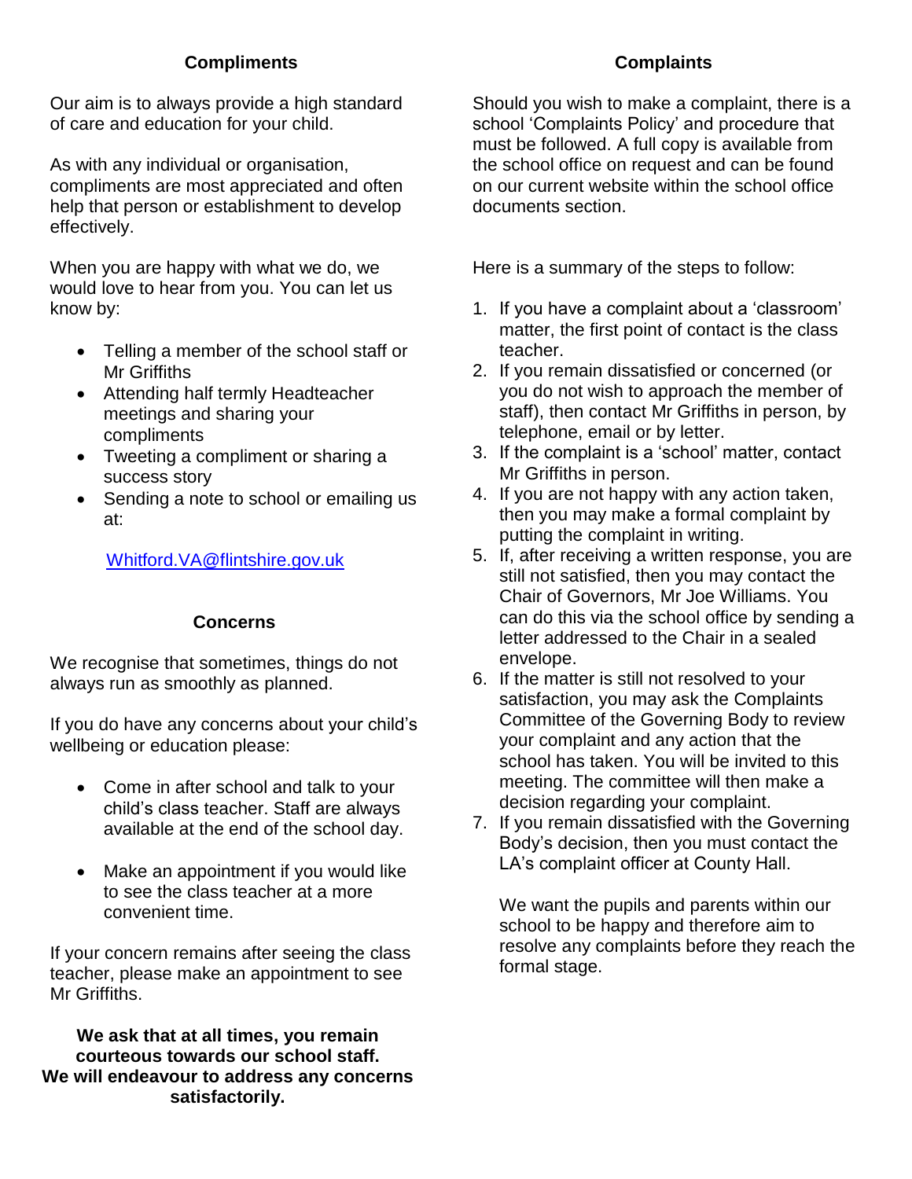## Compliments

Our aim is to always provide a high standard of care and education for your child.

As with any individual or organisation, compliments are most appreciated and often help that person or establishment to develop effectively.

When you are happy with what we do, we would love to hear from you. You can let us know by:

- Telling a member of the school staff or Mr Griffiths
- Attending half termly Headteacher meetings and sharing your compliments
- Tweeting a compliment or sharing a success story
- Sending a note to school or emailing us at:

  Whitford.VA@flintshire.gov.uk

## Concerns

We recognise that sometimes, things do not always run as smoothly as planned.

If you do have any concerns about your child's wellbeing or education please:

- Come in after school and talk to your child's class teacher. Staff are always available at the end of the school day.
- Make an appointment if you would like to see the class teacher at a more convenient time.

If your concern remains after seeing the class teacher, please make an appointment to see Mr Griffiths.

**We ask that at all times, you remain courteous towards our school staff.**
**We will endeavour to address any concerns satisfactorily.**

## Complaints

Should you wish to make a complaint, there is a school 'Complaints Policy' and procedure that must be followed. A full copy is available from the school office on request and can be found on our current website within the school office documents section.

Here is a summary of the steps to follow:

1. If you have a complaint about a 'classroom' matter, the first point of contact is the class teacher.
2. If you remain dissatisfied or concerned (or you do not wish to approach the member of staff), then contact Mr Griffiths in person, by telephone, email or by letter.
3. If the complaint is a 'school' matter, contact Mr Griffiths in person.
4. If you are not happy with any action taken, then you may make a formal complaint by putting the complaint in writing.
5. If, after receiving a written response, you are still not satisfied, then you may contact the Chair of Governors, Mr Joe Williams. You can do this via the school office by sending a letter addressed to the Chair in a sealed envelope.
6. If the matter is still not resolved to your satisfaction, you may ask the Complaints Committee of the Governing Body to review your complaint and any action that the school has taken. You will be invited to this meeting. The committee will then make a decision regarding your complaint.
7. If you remain dissatisfied with the Governing Body's decision, then you must contact the LA's complaint officer at County Hall.

   We want the pupils and parents within our school to be happy and therefore aim to resolve any complaints before they reach the formal stage.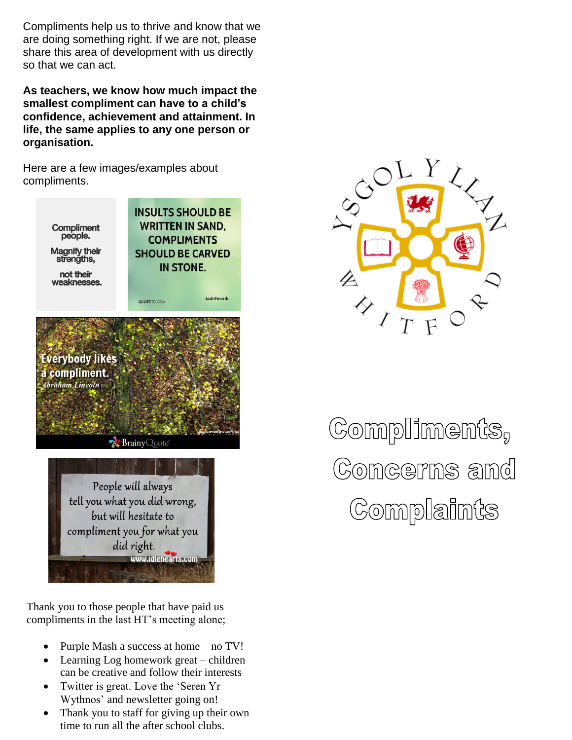Compliments help us to thrive and know that we are doing something right. If we are not, please share this area of development with us directly so that we can act.

**As teachers, we know how much impact the smallest compliment can have to a child's confidence, achievement and attainment. In life, the same applies to any one person or organisation.**

Here are a few images/examples about compliments.

Compliment people.

Magnify their strengths,

not their weaknesses.

INSULTS SHOULD BE WRITTEN IN SAND, COMPLIMENTS SHOULD BE CARVED IN STONE.

Arab Proverb

QUOTEHD.COM

Everybody likes a compliment.

*Abraham Lincoln*

BrainyQuote

People will always tell you what you did wrong, but will hesitate to compliment you for what you did right.

www.idlehearts.com

Thank you to those people that have paid us compliments in the last HT's meeting alone;

- Purple Mash a success at home – no TV!
- Learning Log homework great – children can be creative and follow their interests
- Twitter is great. Love the 'Seren Yr Wythnos' and newsletter going on!
- Thank you to staff for giving up their own time to run all the after school clubs.

YSGOL Y LLAN WHITFORD

# Compliments, Concerns and Complaints